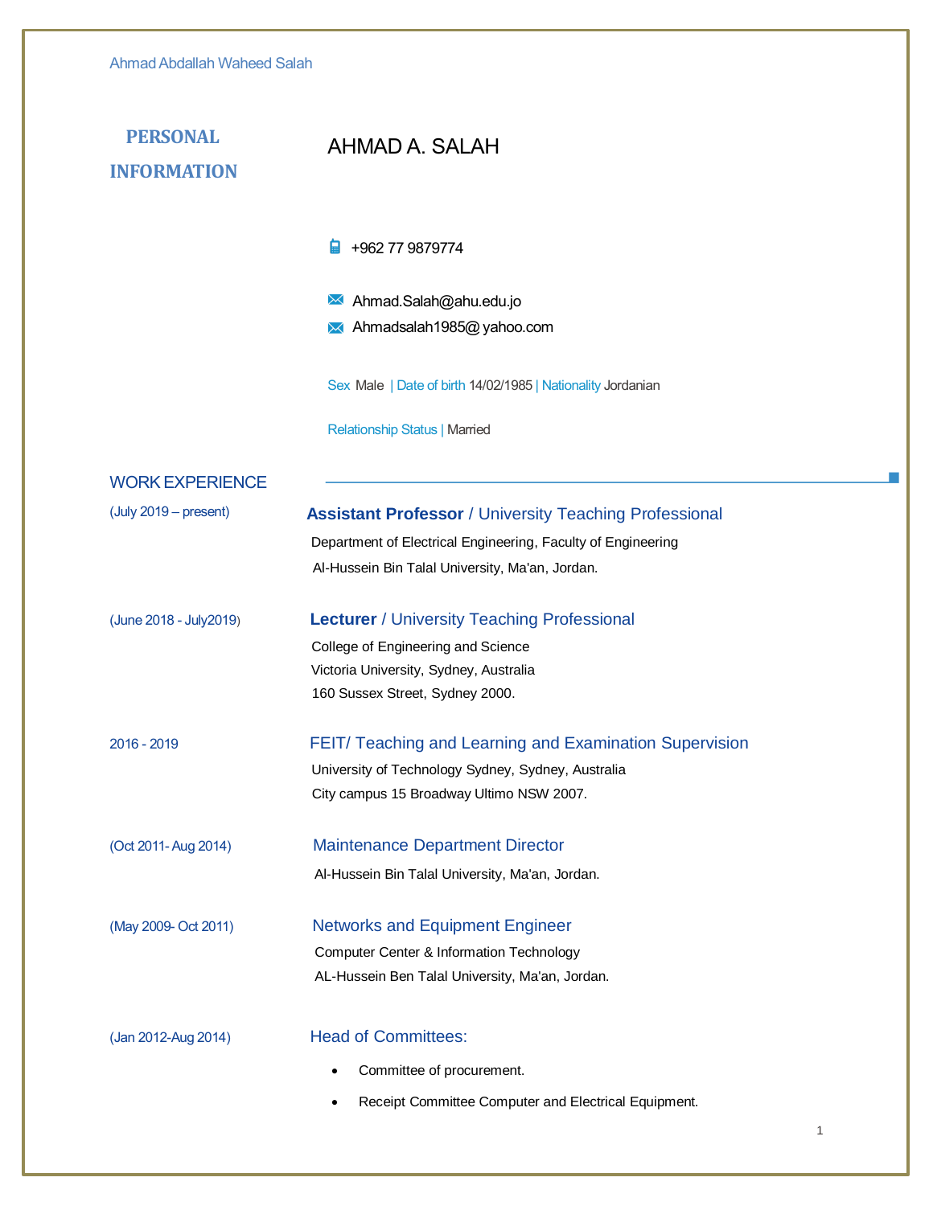## PERSONAL INFORMATION

# AHMAD A. SALAH

+962 77 9879774

Ahmad.Salah@ahu.edu.jo

Ahmadsalah1985@ yahoo.com

Sex Male | Date of birth 14/02/1985 | Nationality Jordanian

Relationship Status | Married

## WORK EXPERIENCE

(July 2019 – present)

### **Assistant Professor** / University Teaching Professional

Department of Electrical Engineering, Faculty of Engineering
Al-Hussein Bin Talal University, Ma'an, Jordan.

(June 2018 - July2019)

### **Lecturer** / University Teaching Professional

College of Engineering and Science
Victoria University, Sydney, Australia
160 Sussex Street, Sydney 2000.

2016 - 2019

### FEIT/ Teaching and Learning and Examination Supervision

University of Technology Sydney, Sydney, Australia
City campus 15 Broadway Ultimo NSW 2007.

(Oct 2011- Aug 2014)

### Maintenance Department Director

Al-Hussein Bin Talal University, Ma'an, Jordan.

(May 2009- Oct 2011)

### Networks and Equipment Engineer

Computer Center & Information Technology
AL-Hussein Ben Talal University, Ma'an, Jordan.

(Jan 2012-Aug 2014)

### Head of Committees:

- Committee of procurement.
- Receipt Committee Computer and Electrical Equipment.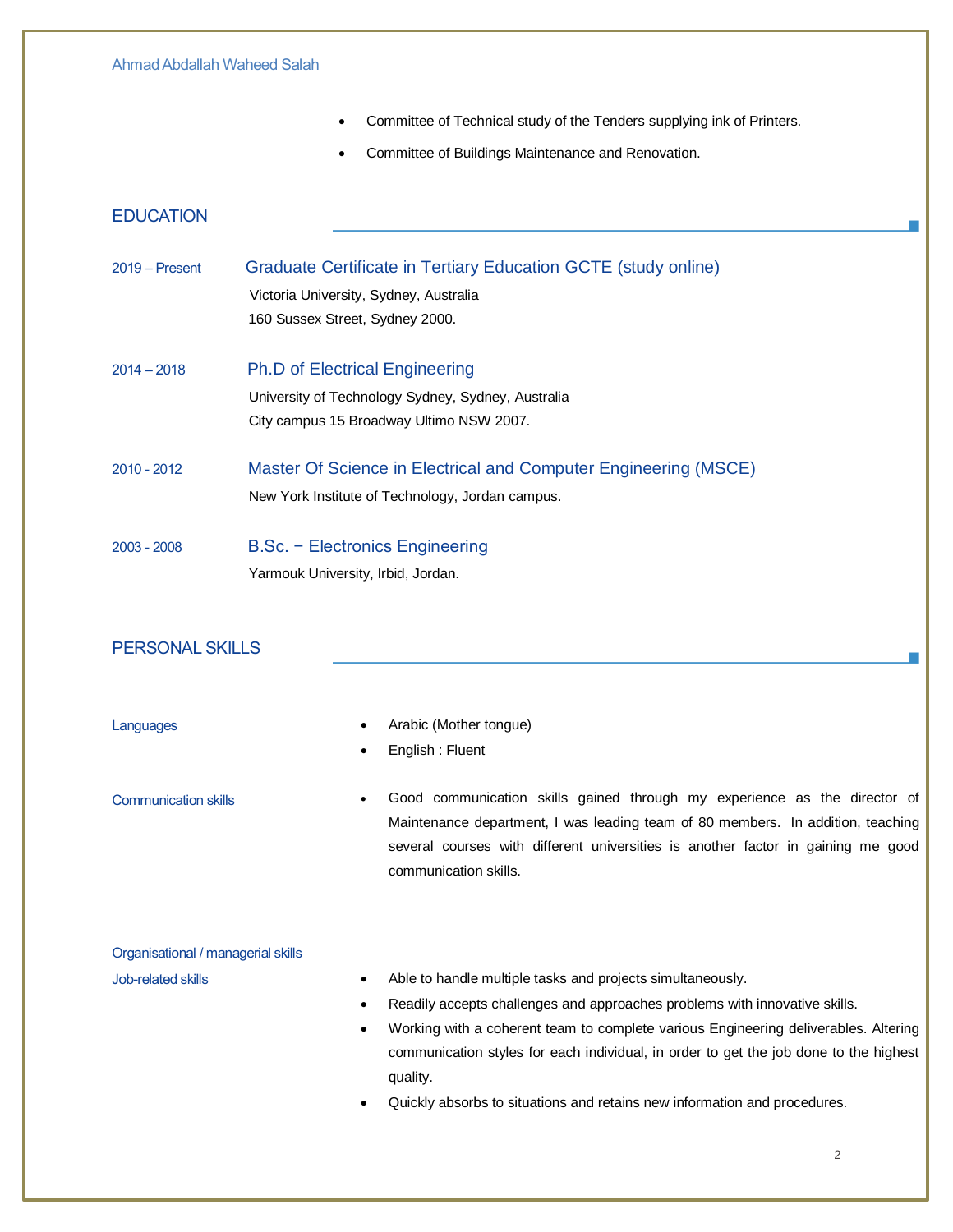- Committee of Technical study of the Tenders supplying ink of Printers.
- Committee of Buildings Maintenance and Renovation.

## EDUCATION

2019 – Present **Graduate Certificate in Tertiary Education GCTE (study online)**
Victoria University, Sydney, Australia
160 Sussex Street, Sydney 2000.

2014 – 2018 **Ph.D of Electrical Engineering**
University of Technology Sydney, Sydney, Australia
City campus 15 Broadway Ultimo NSW 2007.

2010 - 2012 **Master Of Science in Electrical and Computer Engineering (MSCE)**
New York Institute of Technology, Jordan campus.

2003 - 2008 **B.Sc. − Electronics Engineering**
Yarmouk University, Irbid, Jordan.

## PERSONAL SKILLS

**Languages**

- Arabic (Mother tongue)
- English : Fluent

**Communication skills**

- Good communication skills gained through my experience as the director of Maintenance department, I was leading team of 80 members. In addition, teaching several courses with different universities is another factor in gaining me good communication skills.

**Organisational / managerial skills**

**Job-related skills**

- Able to handle multiple tasks and projects simultaneously.
- Readily accepts challenges and approaches problems with innovative skills.
- Working with a coherent team to complete various Engineering deliverables. Altering communication styles for each individual, in order to get the job done to the highest quality.
- Quickly absorbs to situations and retains new information and procedures.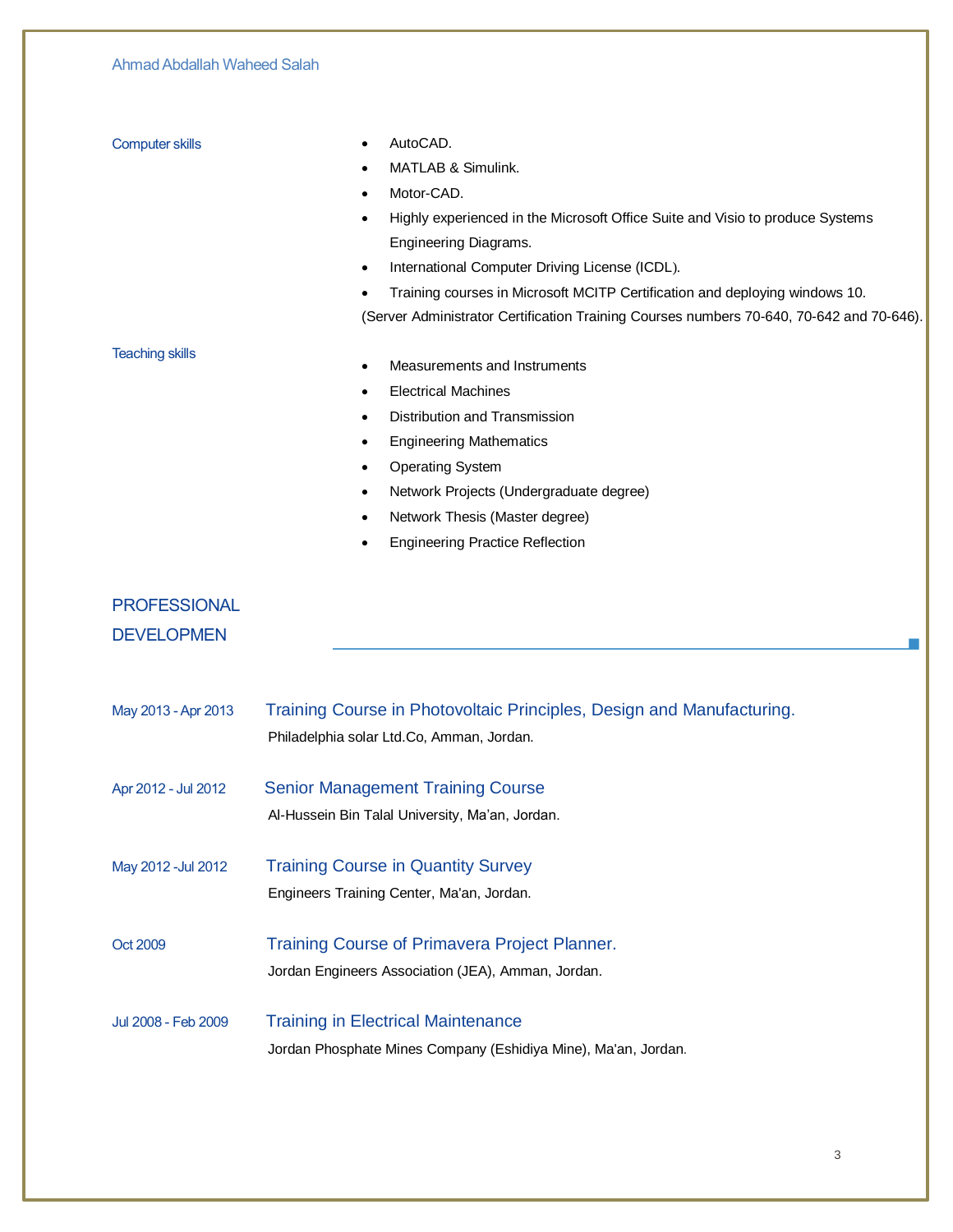**Computer skills**

- AutoCAD.
- MATLAB & Simulink.
- Motor-CAD.
- Highly experienced in the Microsoft Office Suite and Visio to produce Systems Engineering Diagrams.
- International Computer Driving License (ICDL).
- Training courses in Microsoft MCITP Certification and deploying windows 10.

(Server Administrator Certification Training Courses numbers 70-640, 70-642 and 70-646).

**Teaching skills**

- Measurements and Instruments
- Electrical Machines
- Distribution and Transmission
- Engineering Mathematics
- Operating System
- Network Projects (Undergraduate degree)
- Network Thesis (Master degree)
- Engineering Practice Reflection

## PROFESSIONAL DEVELOPMEN

May 2013 - Apr 2013 — **Training Course in Photovoltaic Principles, Design and Manufacturing.**
Philadelphia solar Ltd.Co, Amman, Jordan.

Apr 2012 - Jul 2012 — **Senior Management Training Course**
Al-Hussein Bin Talal University, Ma'an, Jordan.

May 2012 -Jul 2012 — **Training Course in Quantity Survey**
Engineers Training Center, Ma'an, Jordan.

Oct 2009 — **Training Course of Primavera Project Planner.**
Jordan Engineers Association (JEA), Amman, Jordan.

Jul 2008 - Feb 2009 — **Training in Electrical Maintenance**
Jordan Phosphate Mines Company (Eshidiya Mine), Ma'an, Jordan.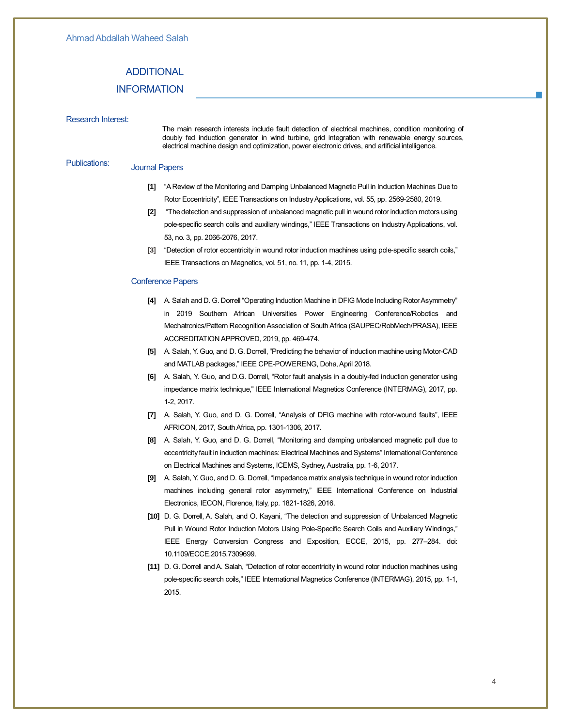## ADDITIONAL INFORMATION

**Research Interest:**

The main research interests include fault detection of electrical machines, condition monitoring of doubly fed induction generator in wind turbine, grid integration with renewable energy sources, electrical machine design and optimization, power electronic drives, and artificial intelligence.

**Publications:**

### Journal Papers

**[1]** "A Review of the Monitoring and Damping Unbalanced Magnetic Pull in Induction Machines Due to Rotor Eccentricity", IEEE Transactions on Industry Applications, vol. 55, pp. 2569-2580, 2019.

**[2]** "The detection and suppression of unbalanced magnetic pull in wound rotor induction motors using pole-specific search coils and auxiliary windings," IEEE Transactions on Industry Applications, vol. 53, no. 3, pp. 2066-2076, 2017.

**[3]** "Detection of rotor eccentricity in wound rotor induction machines using pole-specific search coils," IEEE Transactions on Magnetics, vol. 51, no. 11, pp. 1-4, 2015.

### Conference Papers

**[4]** A. Salah and D. G. Dorrell "Operating Induction Machine in DFIG Mode Including Rotor Asymmetry" in 2019 Southern African Universities Power Engineering Conference/Robotics and Mechatronics/Pattern Recognition Association of South Africa (SAUPEC/RobMech/PRASA), IEEE ACCREDITATION APPROVED, 2019, pp. 469-474.

**[5]** A. Salah, Y. Guo, and D. G. Dorrell, "Predicting the behavior of induction machine using Motor-CAD and MATLAB packages," IEEE CPE-POWERENG, Doha, April 2018.

**[6]** A. Salah, Y. Guo, and D.G. Dorrell, "Rotor fault analysis in a doubly-fed induction generator using impedance matrix technique," IEEE International Magnetics Conference (INTERMAG), 2017, pp. 1-2, 2017.

**[7]** A. Salah, Y. Guo, and D. G. Dorrell, "Analysis of DFIG machine with rotor-wound faults", IEEE AFRICON, 2017, South Africa, pp. 1301-1306, 2017.

**[8]** A. Salah, Y. Guo, and D. G. Dorrell, "Monitoring and damping unbalanced magnetic pull due to eccentricity fault in induction machines: Electrical Machines and Systems" International Conference on Electrical Machines and Systems, ICEMS, Sydney, Australia, pp. 1-6, 2017.

**[9]** A. Salah, Y. Guo, and D. G. Dorrell, "Impedance matrix analysis technique in wound rotor induction machines including general rotor asymmetry," IEEE International Conference on Industrial Electronics, IECON, Florence, Italy, pp. 1821-1826, 2016.

**[10]** D. G. Dorrell, A. Salah, and O. Kayani, "The detection and suppression of Unbalanced Magnetic Pull in Wound Rotor Induction Motors Using Pole-Specific Search Coils and Auxiliary Windings," IEEE Energy Conversion Congress and Exposition, ECCE, 2015, pp. 277–284. doi: 10.1109/ECCE.2015.7309699.

**[11]** D. G. Dorrell and A. Salah, "Detection of rotor eccentricity in wound rotor induction machines using pole-specific search coils," IEEE International Magnetics Conference (INTERMAG), 2015, pp. 1-1, 2015.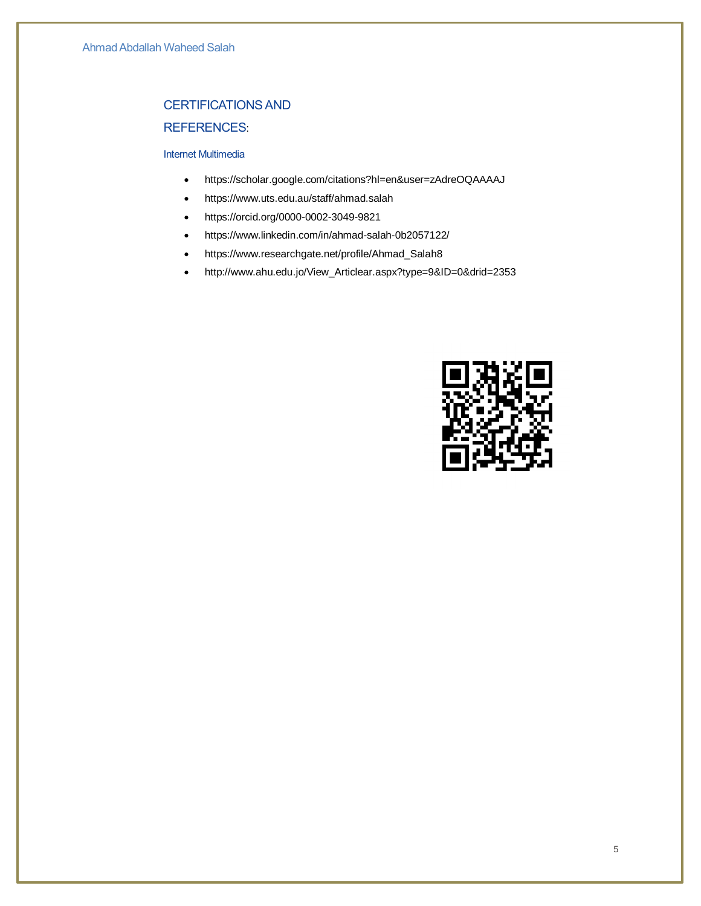## CERTIFICATIONS AND REFERENCES:

### Internet Multimedia

- https://scholar.google.com/citations?hl=en&user=zAdreOQAAAAJ
- https://www.uts.edu.au/staff/ahmad.salah
- https://orcid.org/0000-0002-3049-9821
- https://www.linkedin.com/in/ahmad-salah-0b2057122/
- https://www.researchgate.net/profile/Ahmad_Salah8
- http://www.ahu.edu.jo/View_Articlear.aspx?type=9&ID=0&drid=2353